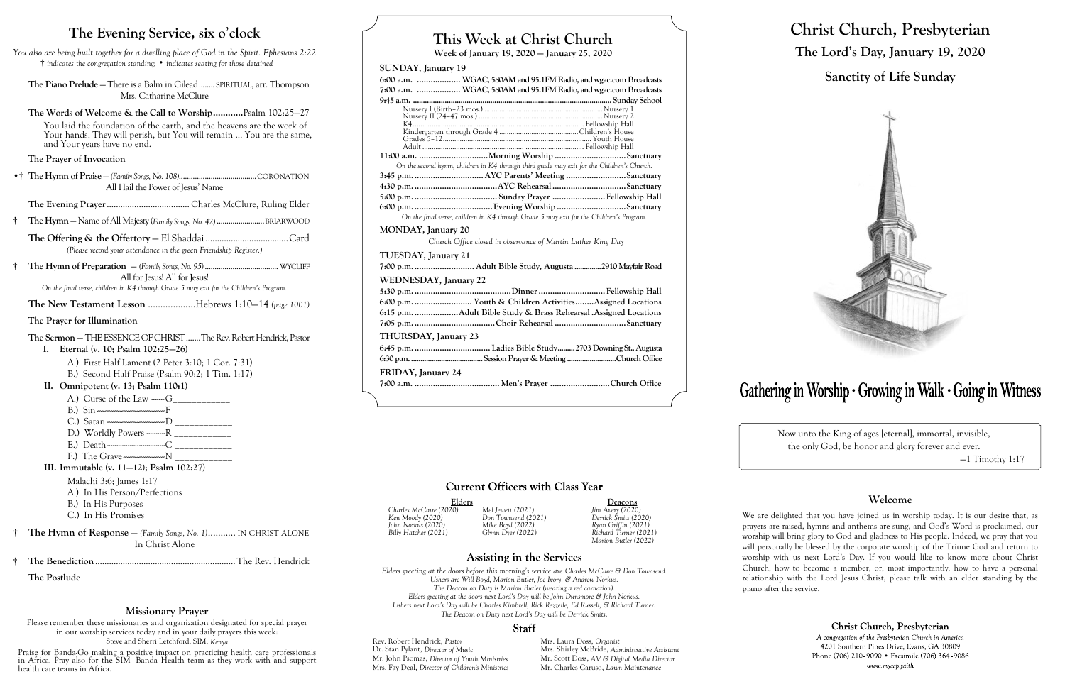# The Evening Service, six o'clock

*You also are being built together for a dwelling place of God in the Spirit. Ephesians 2:22*
*† indicates the congregation standing; • indicates seating for those detained*

**The Piano Prelude** — There is a Balm in Gilead........ SPIRITUAL, arr. Thompson
Mrs. Catharine McClure

**The Words of Welcome & the Call to Worship............**Psalm 102:25–27

You laid the foundation of the earth, and the heavens are the work of Your hands. They will perish, but You will remain ... You are the same, and Your years have no end.

**The Prayer of Invocation**

•† **The Hymn of Praise** — *(Family Songs, No. 108)*........................................CORONATION
All Hail the Power of Jesus' Name

**The Evening Prayer**.................................... Charles McClure, Ruling Elder

† **The Hymn** — Name of All Majesty *(Family Songs, No. 42)* ........................BRIARWOOD

**The Offering & the Offertory** — El Shaddai ...................................Card
*(Please record your attendance in the green Friendship Register.)*

† **The Hymn of Preparation** — *(Family Songs, No. 95)* ......................................WYCLIFF
All for Jesus! All for Jesus!
*On the final verse, children in K4 through Grade 5 may exit for the Children's Program.*

**The New Testament Lesson** ...................Hebrews 1:10–14 *(page 1001)*

**The Prayer for Illumination**

**The Sermon** — THE ESSENCE OF CHRIST .......The Rev. Robert Hendrick, Pastor

**I. Eternal (v. 10; Psalm 102:25–26)**
- A.) First Half Lament (2 Peter 3:10; 1 Cor. 7:31)
- B.) Second Half Praise (Psalm 90:2; 1 Tim. 1:17)

**II. Omnipotent (v. 13; Psalm 110:1)**
- A.) Curse of the Law ------G____________
- B.) Sin ------------------------------F ____________
- C.) Satan ---------------------------D ____________
- D.) Worldly Powers ---------R ____________
- E.) Death---------------------------C ____________
- F.) The Grave-------------------N ____________

**III. Immutable (v. 11–12); Psalm 102:27)**
Malachi 3:6; James 1:17
- A.) In His Person/Perfections
- B.) In His Purposes
- C.) In His Promises

† **The Hymn of Response** — *(Family Songs, No. 1)*........... IN CHRIST ALONE
In Christ Alone

† **The Benediction**............................................................The Rev. Hendrick

**The Postlude**

## Missionary Prayer

Please remember these missionaries and organization designated for special prayer in our worship services today and in your daily prayers this week:
Steve and Sherri Letchford, SIM, *Kenya*

Praise for Banda-Go making a positive impact on practicing health care professionals in Africa. Pray also for the SIM–Banda Health team as they work with and support health care teams in Africa.

# This Week at Christ Church

**Week of January 19, 2020 — January 25, 2020**

### SUNDAY, January 19

6:00 a.m. .................. WGAC, 580AM and 95.1FM Radio, and wgac.com Broadcasts
7:00 a.m. .................. WGAC, 580AM and 95.1FM Radio, and wgac.com Broadcasts
9:45 a.m. .......................................................................... Sunday School
- Nursery I (Birth–23 mos.) ........................................ Nursery 1
- Nursery II (24–47 mos.) ........................................ Nursery 2
- K4 ........................................................ Fellowship Hall
- Kindergarten through Grade 4 ............................Children's House
- Grades 5–12............................................................ Youth House
- Adult ........................................................ Fellowship Hall

11:00 a.m. ..............................Morning Worship ...............................Sanctuary
*On the second hymn, children in K4 through third grade may exit for the Children's Church.*
3:45 p.m. .............................. AYC Parents' Meeting ..........................Sanctuary
4:30 p.m. ....................................AYC Rehearsal ................................Sanctuary
5:00 p.m. .................................... Sunday Prayer .......................Fellowship Hall
6:00 p.m. ....................................Evening Worship ..............................Sanctuary
*On the final verse, children in K4 through Grade 5 may exit for the Children's Program.*

### MONDAY, January 20

*Church Office closed in observance of Martin Luther King Day*

### TUESDAY, January 21

7:00 p.m. .......................... Adult Bible Study, Augusta ..............2910 Mayfair Road

### WEDNESDAY, January 22

5:30 p.m. ..........................................Dinner .............................Fellowship Hall
6:00 p.m. ......................... Youth & Children Activities........Assigned Locations
6:15 p.m. ...................Adult Bible Study & Brass Rehearsal .Assigned Locations
7:05 p.m. ...................................Choir Rehearsal ...............................Sanctuary

### THURSDAY, January 23

6:45 p.m. ................................. Ladies Bible Study.........2703 Downing St., Augusta
6:30 p.m. ...................................... Session Prayer & Meeting ..........................Church Office

### FRIDAY, January 24

7:00 a.m. ..................................... Men's Prayer ..........................Church Office

## Current Officers with Class Year

| Elders | | Deacons |
|---|---|---|
| *Charles McClure (2020)* | *Mel Jewett (2021)* | *Jim Avery (2020)* |
| *Ken Moody (2020)* | *Don Townsend (2021)* | *Derrick Smits (2020)* |
| *John Norkus (2020)* | *Mike Boyd (2022)* | *Ryan Griffin (2021)* |
| *Billy Hatcher (2021)* | *Glynn Dyer (2022)* | *Richard Turner (2021)* |
| | | *Marion Butler (2022)* |

## Assisting in the Services

*Elders greeting at the doors before this morning's service are Charles McClure & Don Townsend.*
*Ushers are Will Boyd, Marion Butler, Joe Ivory, & Andrew Norkus.*
*The Deacon on Duty is Marion Butler (wearing a red carnation).*
*Elders greeting at the doors next Lord's Day will be John Dunsmore & John Norkus.*
*Ushers next Lord's Day will be Charles Kimbrell, Rick Rezzelle, Ed Russell, & Richard Turner.*
*The Deacon on Duty next Lord's Day will be Derrick Smits.*

## Staff

| | |
|---|---|
| Rev. Robert Hendrick, *Pastor* | Mrs. Laura Doss, *Organist* |
| Dr. Stan Pylant, *Director of Music* | Mrs. Shirley McBride, *Administrative Assistant* |
| Mr. John Psomas, *Director of Youth Ministries* | Mr. Scott Doss, *AV & Digital Media Director* |
| Mrs. Fay Deal, *Director of Children's Ministries* | Mr. Charles Caruso, *Lawn Maintenance* |

# Christ Church, Presbyterian

## The Lord's Day, January 19, 2020

## Sanctity of Life Sunday

**Gathering in Worship · Growing in Walk · Going in Witness**

Now unto the King of ages [eternal], immortal, invisible,
the only God, be honor and glory forever and ever.
—1 Timothy 1:17

## Welcome

We are delighted that you have joined us in worship today. It is our desire that, as prayers are raised, hymns and anthems are sung, and God's Word is proclaimed, our worship will bring glory to God and gladness to His people. Indeed, we pray that you will personally be blessed by the corporate worship of the Triune God and return to worship with us next Lord's Day. If you would like to know more about Christ Church, how to become a member, or, most importantly, how to have a personal relationship with the Lord Jesus Christ, please talk with an elder standing by the piano after the service.

**Christ Church, Presbyterian**
*A congregation of the Presbyterian Church in America*
4201 Southern Pines Drive, Evans, GA 30809
Phone (706) 210-9090 • Facsimile (706) 364-9086
*www.myccp.faith*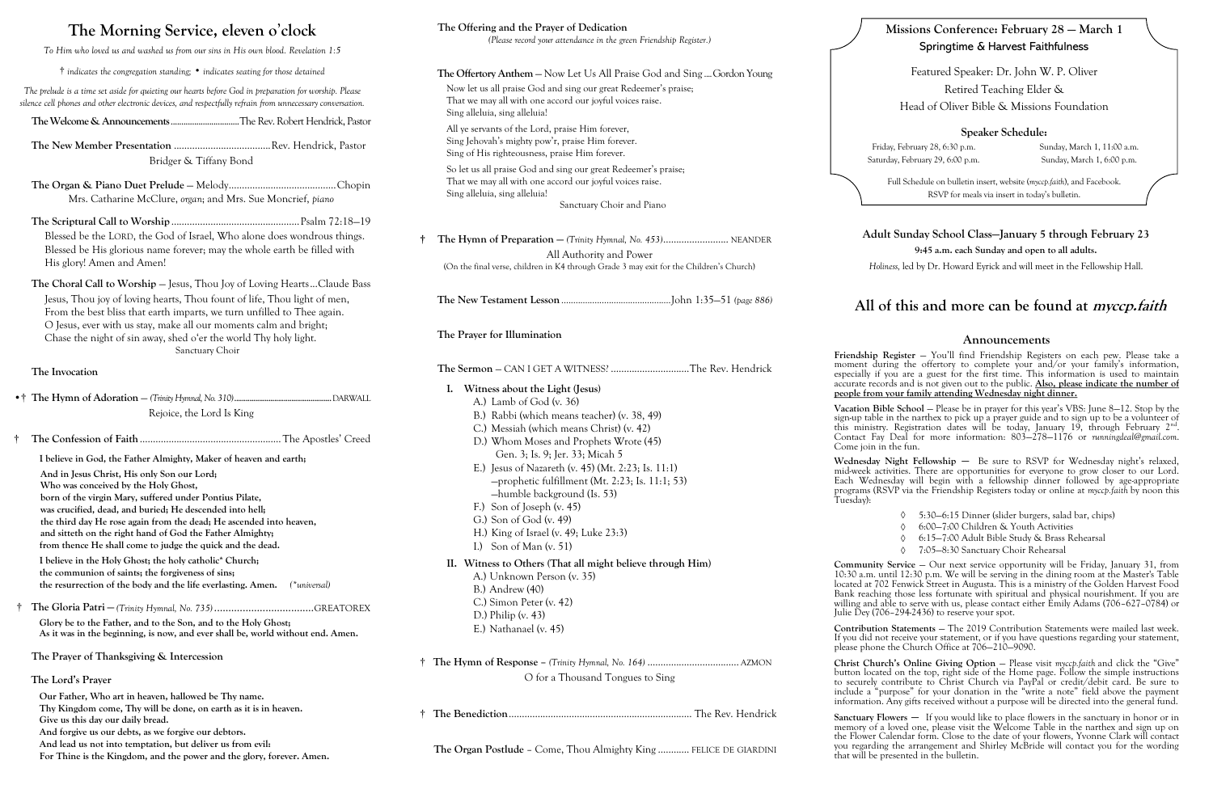# The Morning Service, eleven o'clock

*To Him who loved us and washed us from our sins in His own blood. Revelation 1:5*

*† indicates the congregation standing; • indicates seating for those detained*

*The prelude is a time set aside for quieting our hearts before God in preparation for worship. Please silence cell phones and other electronic devices, and respectfully refrain from unnecessary conversation.*

**The Welcome & Announcements** ................................ The Rev. Robert Hendrick, Pastor

**The New Member Presentation** .................................... Rev. Hendrick, Pastor

Bridger & Tiffany Bond

**The Organ & Piano Duet Prelude** – Melody........................................ Chopin

Mrs. Catharine McClure, *organ*; and Mrs. Sue Moncrief, *piano*

**The Scriptural Call to Worship** ................................................ Psalm 72:18–19

Blessed be the LORD, the God of Israel, Who alone does wondrous things. Blessed be His glorious name forever; may the whole earth be filled with His glory! Amen and Amen!

**The Choral Call to Worship** – Jesus, Thou Joy of Loving Hearts ... Claude Bass

Jesus, Thou joy of loving hearts, Thou fount of life, Thou light of men,
From the best bliss that earth imparts, we turn unfilled to Thee again.
O Jesus, ever with us stay, make all our moments calm and bright;
Chase the night of sin away, shed o'er the world Thy holy light.

Sanctuary Choir

**The Invocation**

•† **The Hymn of Adoration** – *(Trinity Hymnal, No. 310)*.................................................. DARWALL

Rejoice, the Lord Is King

† **The Confession of Faith** ...................................................... The Apostles' Creed

**I believe in God, the Father Almighty, Maker of heaven and earth;**

**And in Jesus Christ, His only Son our Lord;**
**Who was conceived by the Holy Ghost,**
**born of the virgin Mary, suffered under Pontius Pilate,**
**was crucified, dead, and buried; He descended into hell;**
**the third day He rose again from the dead; He ascended into heaven,**
**and sitteth on the right hand of God the Father Almighty;**
**from thence He shall come to judge the quick and the dead.**

**I believe in the Holy Ghost; the holy catholic* Church;**
**the communion of saints; the forgiveness of sins;**
**the resurrection of the body and the life everlasting. Amen.** *(*universal)*

† **The Gloria Patri** – *(Trinity Hymnal, No. 735)* .................................... GREATOREX

**Glory be to the Father, and to the Son, and to the Holy Ghost;**
**As it was in the beginning, is now, and ever shall be, world without end. Amen.**

**The Prayer of Thanksgiving & Intercession**

**The Lord's Prayer**

**Our Father, Who art in heaven, hallowed be Thy name.**
**Thy Kingdom come, Thy will be done, on earth as it is in heaven.**
**Give us this day our daily bread.**
**And forgive us our debts, as we forgive our debtors.**
**And lead us not into temptation, but deliver us from evil:**
**For Thine is the Kingdom, and the power and the glory, forever. Amen.**

**The Offering and the Prayer of Dedication**

*(Please record your attendance in the green Friendship Register.)*

**The Offertory Anthem** – Now Let Us All Praise God and Sing .... Gordon Young

Now let us all praise God and sing our great Redeemer's praise;
That we may all with one accord our joyful voices raise.
Sing alleluia, sing alleluia!

All ye servants of the Lord, praise Him forever,
Sing Jehovah's mighty pow'r, praise Him forever.
Sing of His righteousness, praise Him forever.

So let us all praise God and sing our great Redeemer's praise;
That we may all with one accord our joyful voices raise.
Sing alleluia, sing alleluia!

Sanctuary Choir and Piano

† **The Hymn of Preparation** – *(Trinity Hymnal, No. 453)*......................... NEANDER

All Authority and Power

(On the final verse, children in K4 through Grade 3 may exit for the Children's Church)

**The New Testament Lesson** .............................................. John 1:35–51 *(page 886)*

**The Prayer for Illumination**

**The Sermon** – CAN I GET A WITNESS? .............................. The Rev. Hendrick

**I. Witness about the Light (Jesus)**
- A.) Lamb of God (v. 36)
- B.) Rabbi (which means teacher) (v. 38, 49)
- C.) Messiah (which means Christ) (v. 42)
- D.) Whom Moses and Prophets Wrote (45)
  Gen. 3; Is. 9; Jer. 33; Micah 5
- E.) Jesus of Nazareth (v. 45) (Mt. 2:23; Is. 11:1)
  –prophetic fulfillment (Mt. 2:23; Is. 11:1; 53)
  –humble background (Is. 53)
- F.) Son of Joseph (v. 45)
- G.) Son of God (v. 49)
- H.) King of Israel (v. 49; Luke 23:3)
- I.) Son of Man (v. 51)

**II. Witness to Others (That all might believe through Him)**
- A.) Unknown Person (v. 35)
- B.) Andrew (40)
- C.) Simon Peter (v. 42)
- D.) Philip (v. 43)
- E.) Nathanael (v. 45)

† **The Hymn of Response** – *(Trinity Hymnal, No. 164)* .................................. AZMON

O for a Thousand Tongues to Sing

† **The Benediction** ..................................................................... The Rev. Hendrick

**The Organ Postlude** – Come, Thou Almighty King ............ FELICE DE GIARDINI

## Missions Conference: February 28 — March 1

Springtime & Harvest Faithfulness

Featured Speaker: Dr. John W. P. Oliver
Retired Teaching Elder &
Head of Oliver Bible & Missions Foundation

### Speaker Schedule:

Friday, February 28, 6:30 p.m.
Saturday, February 29, 6:00 p.m.
Sunday, March 1, 11:00 a.m.
Sunday, March 1, 6:00 p.m.

Full Schedule on bulletin insert, website (*myccp.faith*), and Facebook.
RSVP for meals via insert in today's bulletin.

### Adult Sunday School Class—January 5 through February 23

**9:45 a.m. each Sunday and open to all adults.**

*Holiness,* led by Dr. Howard Eyrick and will meet in the Fellowship Hall.

## All of this and more can be found at *myccp.faith*

### Announcements

**Friendship Register** – You'll find Friendship Registers on each pew. Please take a moment during the offertory to complete your and/or your family's information, especially if you are a guest for the first time. This information is used to maintain accurate records and is not given out to the public. **Also, please indicate the number of people from your family attending Wednesday night dinner.**

**Vacation Bible School** – Please be in prayer for this year's VBS: June 8–12. Stop by the sign-up table in the narthex to pick up a prayer guide and to sign up to be a volunteer of this ministry. Registration dates will be today, January 19, through February 2nd. Contact Fay Deal for more information: 803–278–1176 or *runningdeal@gmail.com*. Come join in the fun.

**Wednesday Night Fellowship** — Be sure to RSVP for Wednesday night's relaxed, mid-week activities. There are opportunities for everyone to grow closer to our Lord. Each Wednesday will begin with a fellowship dinner followed by age-appropriate programs (RSVP via the Friendship Registers today or online at *myccp.faith* by noon this Tuesday):

- ◊ 5:30–6:15 Dinner (slider burgers, salad bar, chips)
- ◊ 6:00–7:00 Children & Youth Activities
- ◊ 6:15–7:00 Adult Bible Study & Brass Rehearsal
- ◊ 7:05–8:30 Sanctuary Choir Rehearsal

**Community Service** – Our next service opportunity will be Friday, January 31, from 10:30 a.m. until 12:30 p.m. We will be serving in the dining room at the Master's Table located at 702 Fenwick Street in Augusta. This is a ministry of the Golden Harvest Food Bank reaching those less fortunate with spiritual and physical nourishment. If you are willing and able to serve with us, please contact either Emily Adams (706–627–0784) or Julie Dey (706–294-2436) to reserve your spot.

**Contribution Statements** – The 2019 Contribution Statements were mailed last week. If you did not receive your statement, or if you have questions regarding your statement, please phone the Church Office at 706–210–9090.

**Christ Church's Online Giving Option** – Please visit *myccp.faith* and click the "Give" button located on the top, right side of the Home page. Follow the simple instructions to securely contribute to Christ Church via PayPal or credit/debit card. Be sure to include a "purpose" for your donation in the "write a note" field above the payment information. Any gifts received without a purpose will be directed into the general fund.

**Sanctuary Flowers** — If you would like to place flowers in the sanctuary in honor or in memory of a loved one, please visit the Welcome Table in the narthex and sign up on the Flower Calendar form. Close to the date of your flowers, Yvonne Clark will contact you regarding the arrangement and Shirley McBride will contact you for the wording that will be presented in the bulletin.